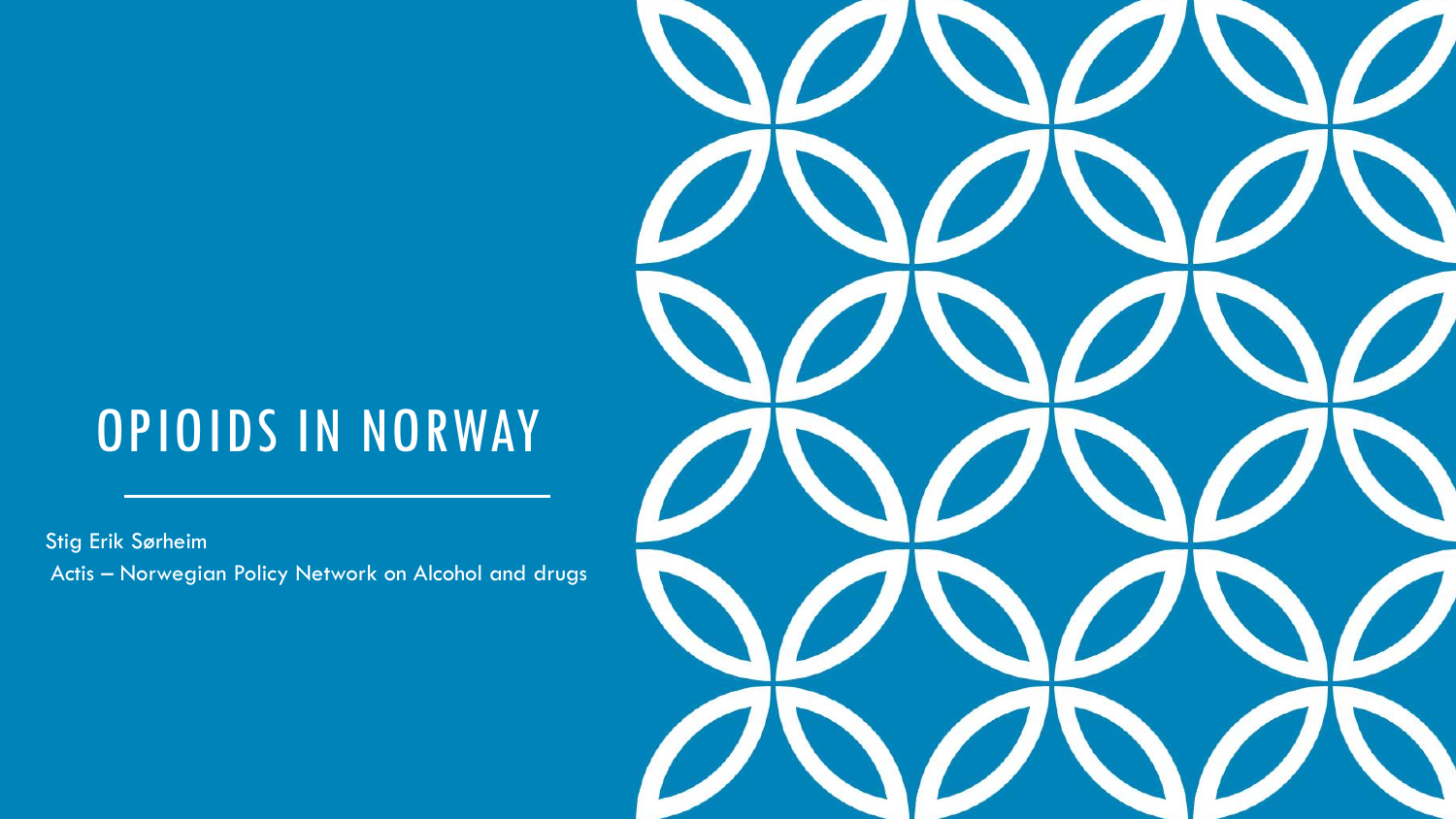# OPIOIDS IN NORWAY

Stig Erik Sørheim

Actis – Norwegian Policy Network on Alcohol and drugs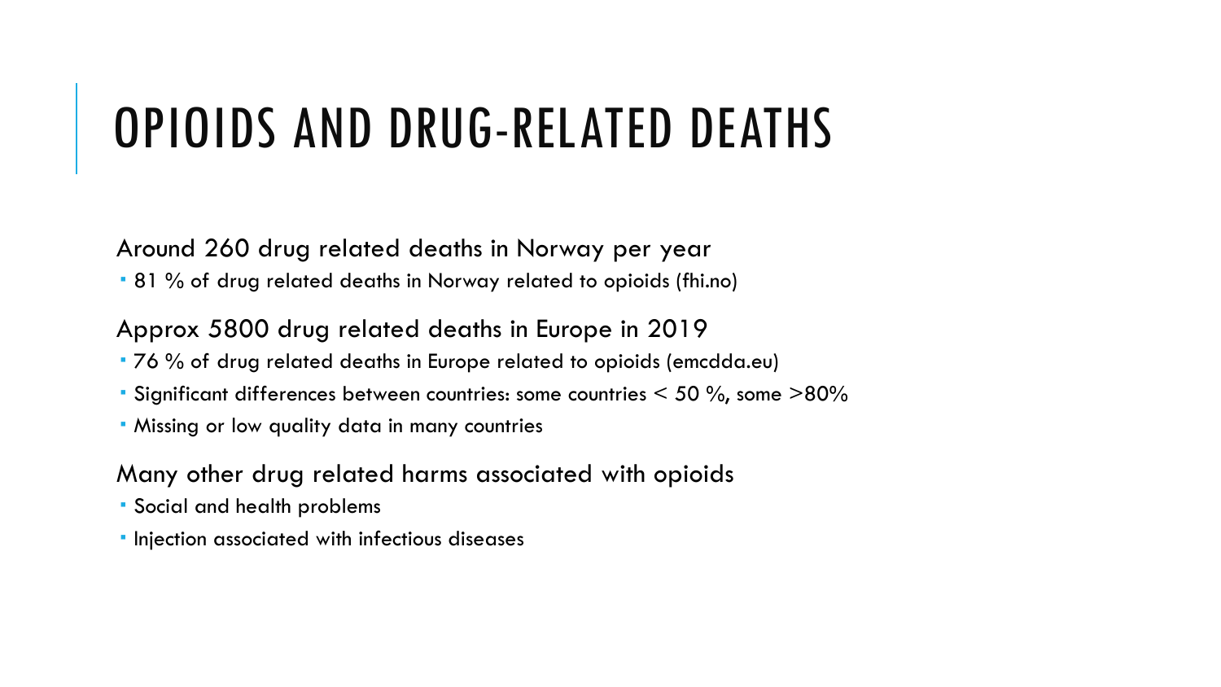# OPIOIDS AND DRUG-RELATED DEATHS

Around 260 drug related deaths in Norway per year

- 81 % of drug related deaths in Norway related to opioids (fhi.no)

Approx 5800 drug related deaths in Europe in 2019

- 76 % of drug related deaths in Europe related to opioids (emcdda.eu)
- Significant differences between countries: some countries < 50 %, some >80%
- Missing or low quality data in many countries

Many other drug related harms associated with opioids

- Social and health problems
- Injection associated with infectious diseases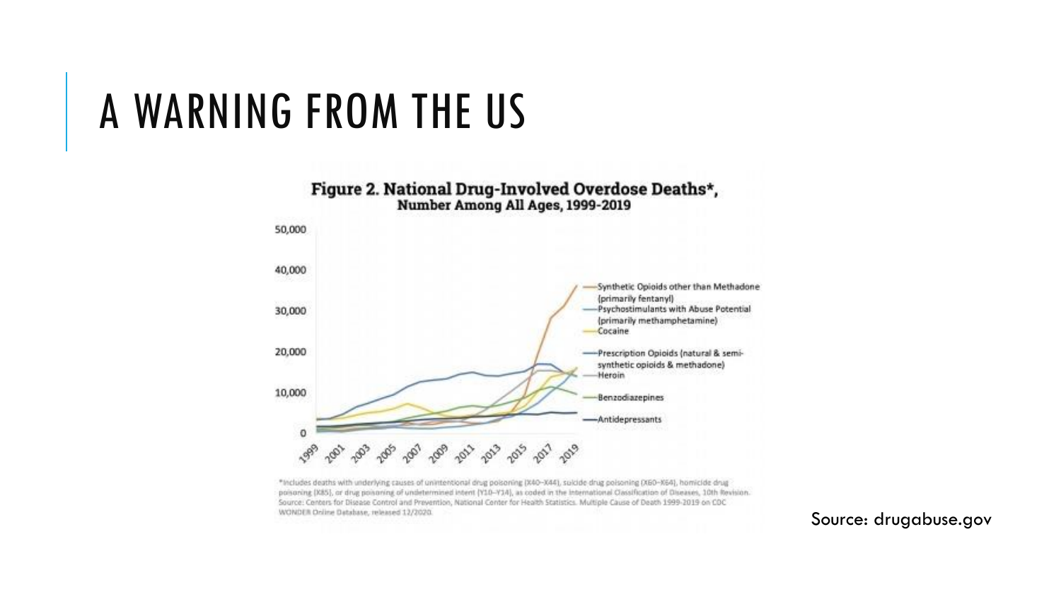# A WARNING FROM THE US

**Figure 2. National Drug-Involved Overdose Deaths*, Number Among All Ages, 1999-2019**

- Synthetic Opioids other than Methadone (primarily fentanyl)
- Psychostimulants with Abuse Potential (primarily methamphetamine)
- Cocaine
- Prescription Opioids (natural & semi-synthetic opioids & methadone)
- Heroin
- Benzodiazepines
- Antidepressants

*Includes deaths with underlying causes of unintentional drug poisoning (X40–X44), suicide drug poisoning (X60–X64), homicide drug poisoning (X85), or drug poisoning of undetermined intent (Y10–Y14), as coded in the International Classification of Diseases, 10th Revision. Source: Centers for Disease Control and Prevention, National Center for Health Statistics. Multiple Cause of Death 1999-2019 on CDC WONDER Online Database, released 12/2020.

Source: drugabuse.gov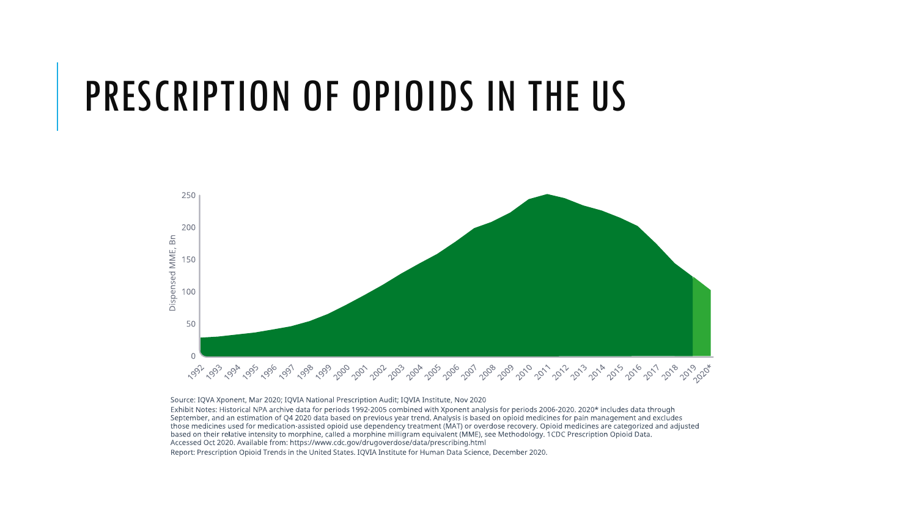# PRESCRIPTION OF OPIOIDS IN THE US

Source: IQVA Xponent, Mar 2020; IQVIA National Prescription Audit; IQVIA Institute, Nov 2020

Exhibit Notes: Historical NPA archive data for periods 1992-2005 combined with Xponent analysis for periods 2006-2020. 2020* includes data through September, and an estimation of Q4 2020 data based on previous year trend. Analysis is based on opioid medicines for pain management and excludes those medicines used for medication-assisted opioid use dependency treatment (MAT) or overdose recovery. Opioid medicines are categorized and adjusted based on their relative intensity to morphine, called a morphine milligram equivalent (MME), see Methodology. 1CDC Prescription Opioid Data. Accessed Oct 2020. Available from: https://www.cdc.gov/drugoverdose/data/prescribing.html

Report: Prescription Opioid Trends in the United States. IQVIA Institute for Human Data Science, December 2020.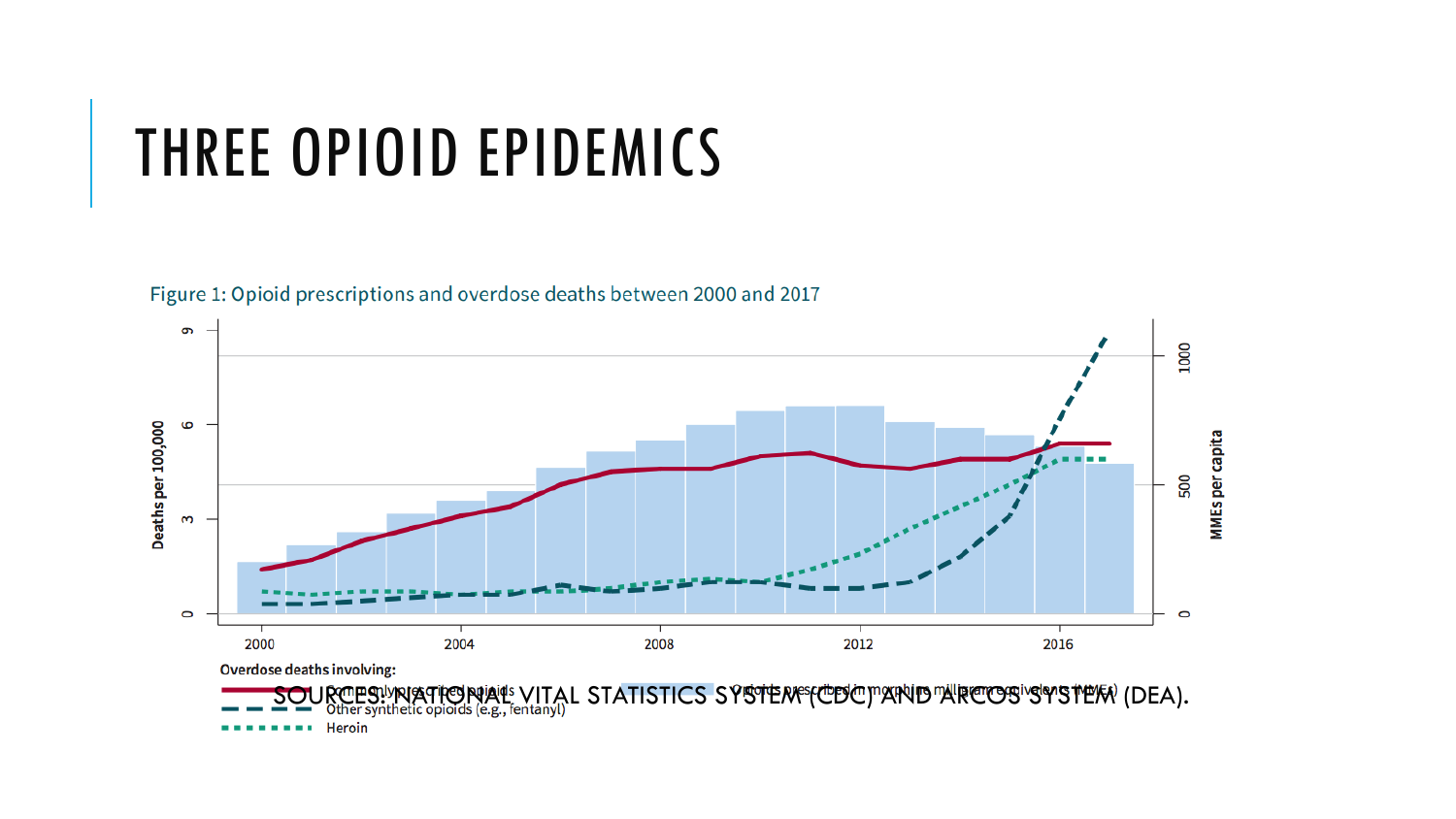# THREE OPIOID EPIDEMICS

Figure 1: Opioid prescriptions and overdose deaths between 2000 and 2017

Overdose deaths involving:

- Commonly prescribed opioids
- Other synthetic opioids (e.g., fentanyl)
- Heroin
- Opioids prescribed in morphine milligram equivalents (MMEs)

SOURCES: NATIONAL VITAL STATISTICS SYSTEM (CDC) AND ARCOS SYSTEM (DEA).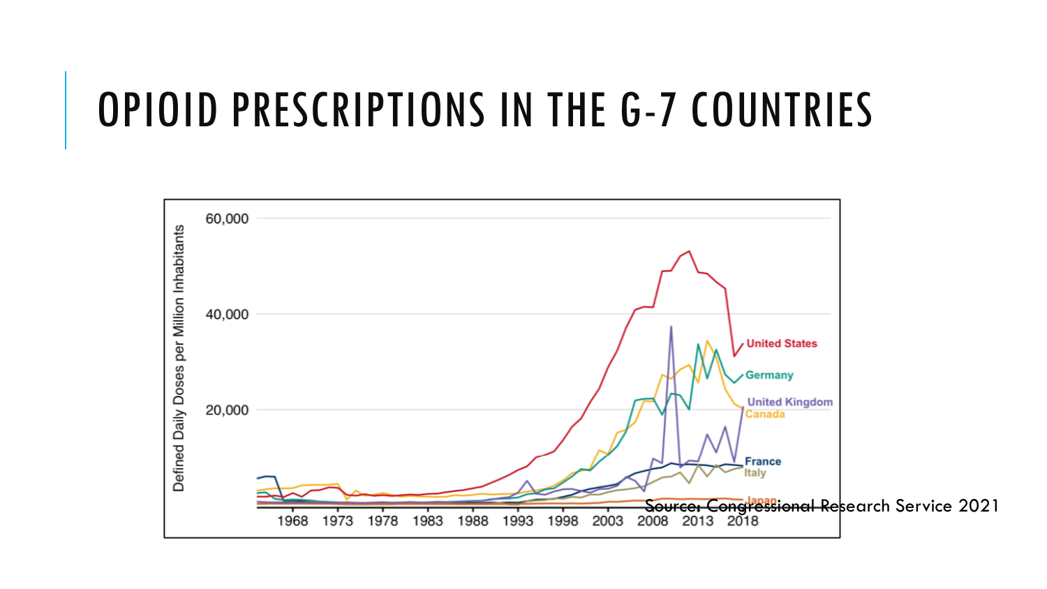# OPIOID PRESCRIPTIONS IN THE G-7 COUNTRIES

Source: Congressional Research Service 2021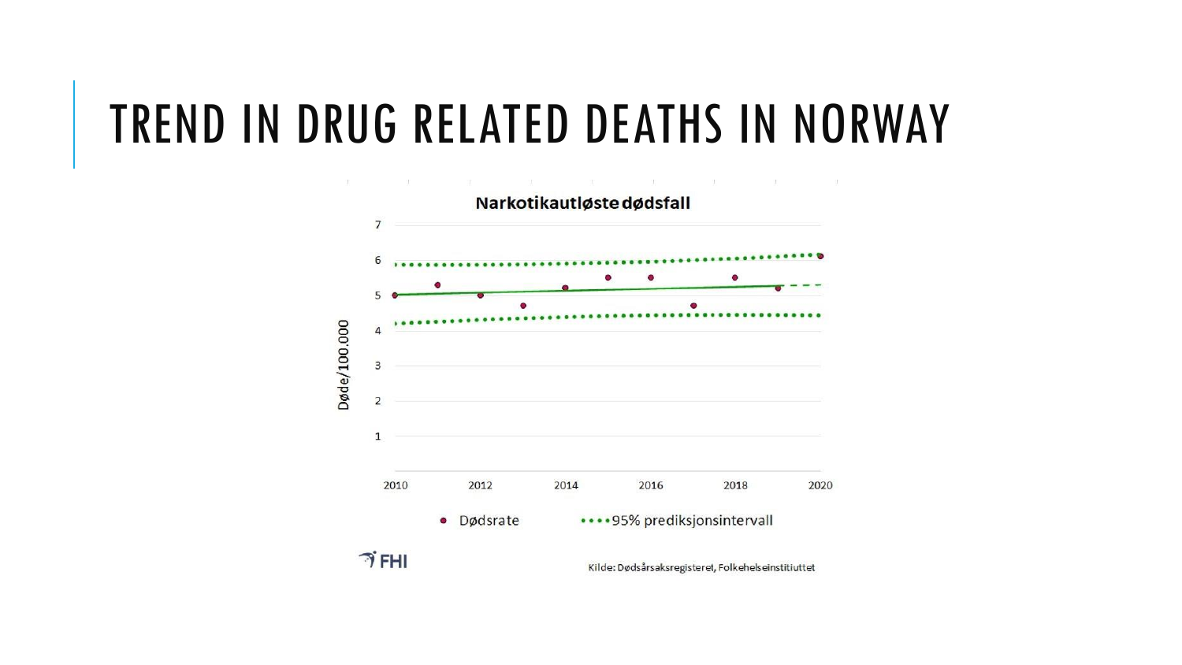# TREND IN DRUG RELATED DEATHS IN NORWAY

**Narkotikautløste dødsfall**

Døde/100.000

● Dødsrate •••• 95% prediksjonsintervall

FHI

Kilde: Dødsårsaksregisteret, Folkehelseinstituttet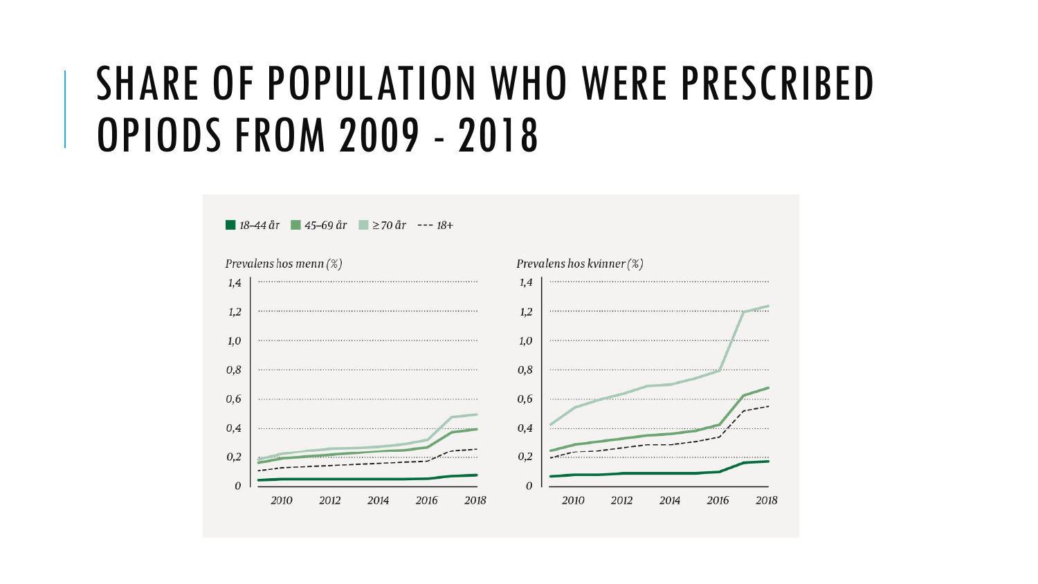# SHARE OF POPULATION WHO WERE PRESCRIBED OPIODS FROM 2009 - 2018

18–44 år  45–69 år  ≥ 70 år  --- 18+

Prevalens hos menn (%)

1,4
1,2
1,0
0,8
0,6
0,4
0,2
0

2010 2012 2014 2016 2018

Prevalens hos kvinner (%)

1,4
1,2
1,0
0,8
0,6
0,4
0,2
0

2010 2012 2014 2016 2018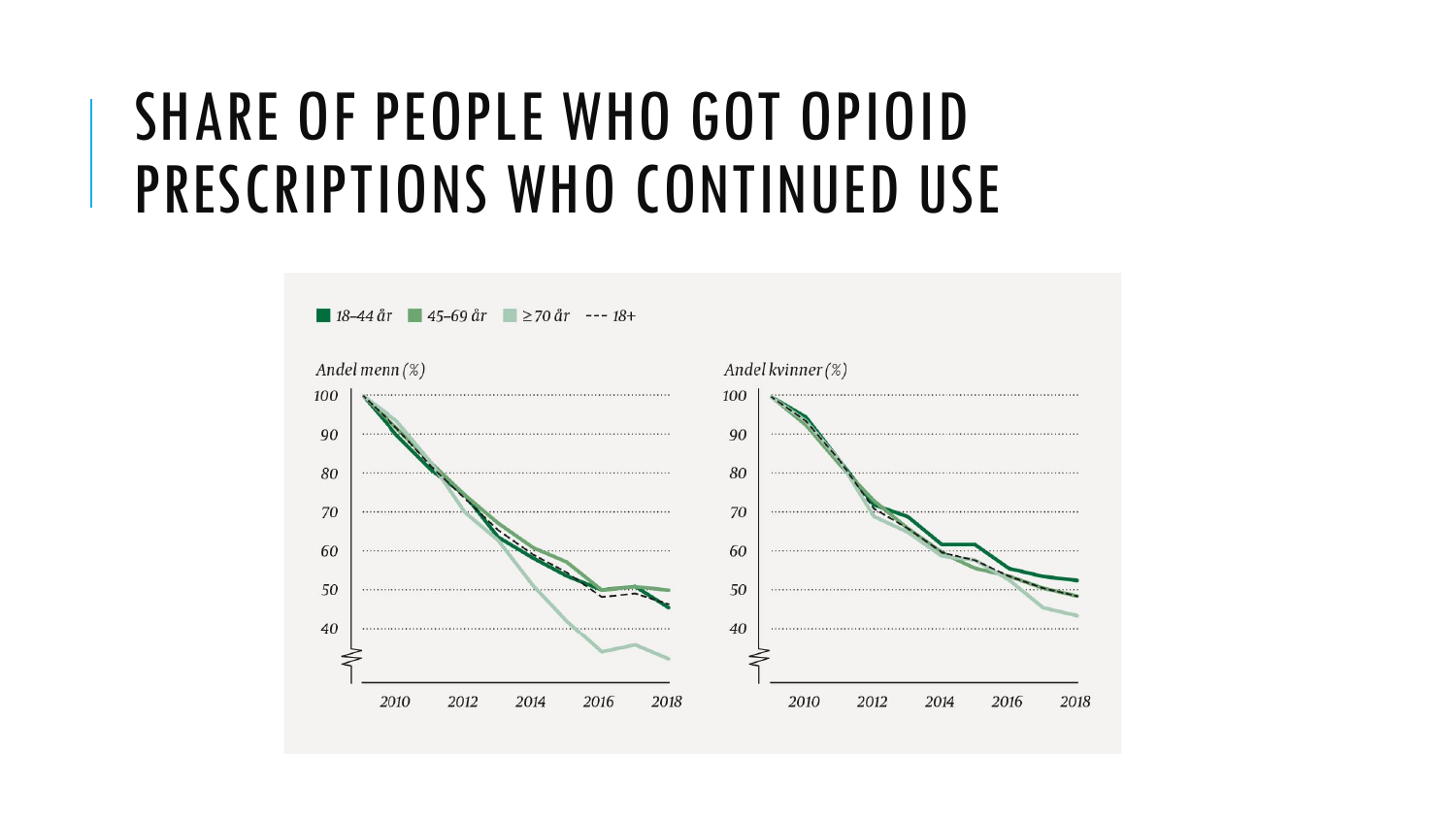# SHARE OF PEOPLE WHO GOT OPIOID PRESCRIPTIONS WHO CONTINUED USE

■ 18–44 år ■ 45–69 år ■ ≥ 70 år --- 18+

*Andel menn (%)*

*Andel kvinner (%)*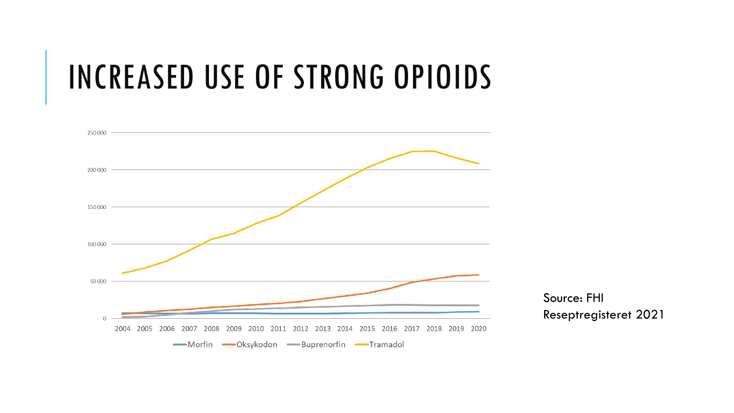# INCREASED USE OF STRONG OPIOIDS

Source: FHI Reseptregisteret 2021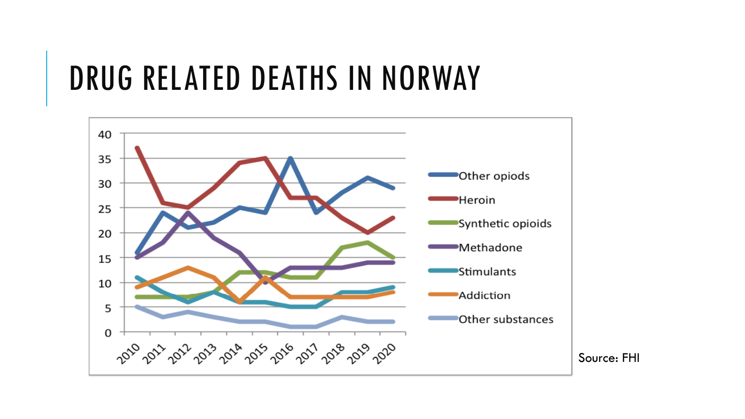# DRUG RELATED DEATHS IN NORWAY

Source: FHI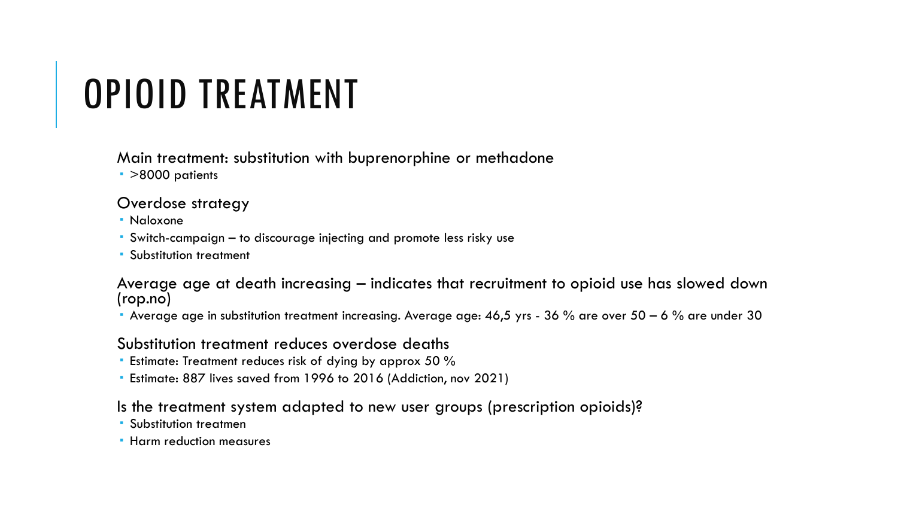# OPIOID TREATMENT

Main treatment: substitution with buprenorphine or methadone

- >8000 patients

Overdose strategy

- Naloxone
- Switch-campaign – to discourage injecting and promote less risky use
- Substitution treatment

Average age at death increasing – indicates that recruitment to opioid use has slowed down (rop.no)

- Average age in substitution treatment increasing. Average age: 46,5 yrs - 36 % are over 50 – 6 % are under 30

Substitution treatment reduces overdose deaths

- Estimate: Treatment reduces risk of dying by approx 50 %
- Estimate: 887 lives saved from 1996 to 2016 (Addiction, nov 2021)

Is the treatment system adapted to new user groups (prescription opioids)?

- Substitution treatmen
- Harm reduction measures